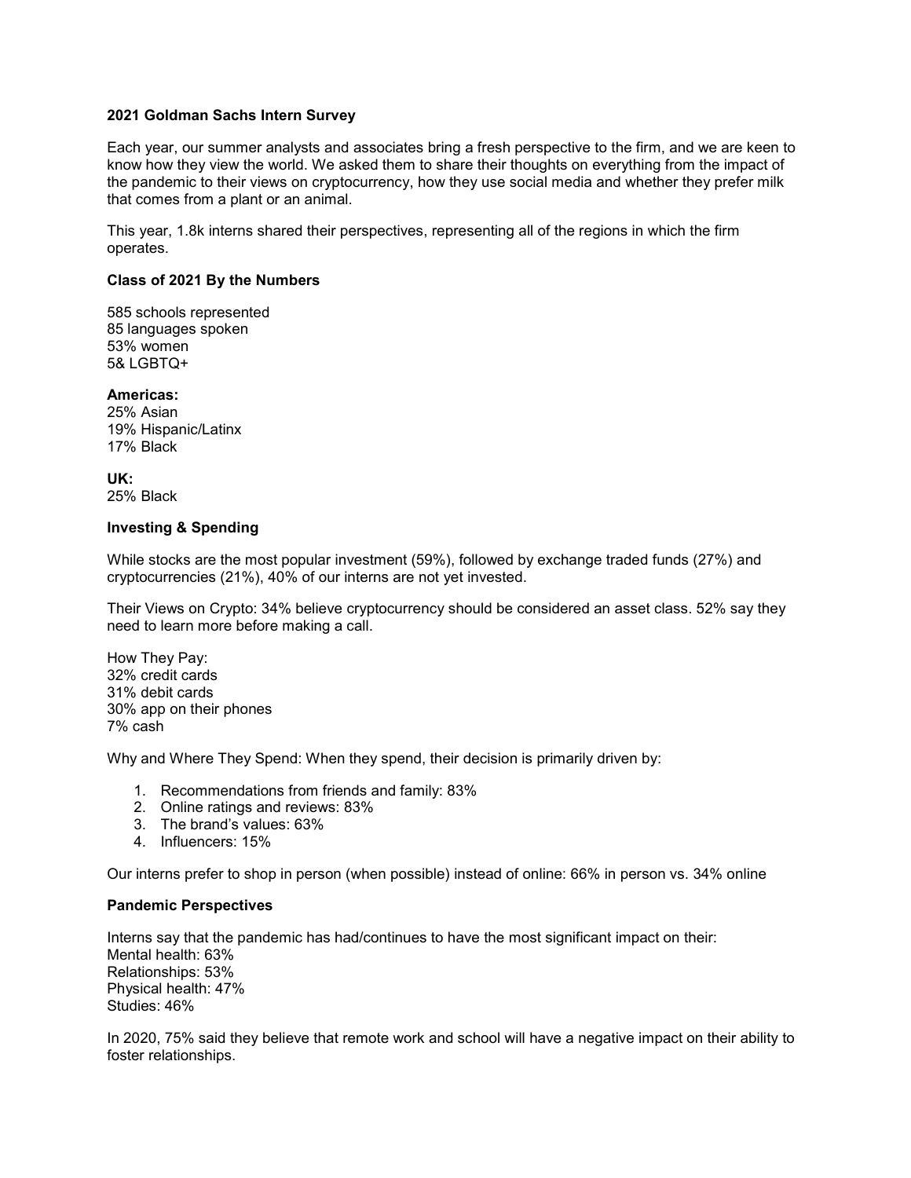**2021 Goldman Sachs Intern Survey**

Each year, our summer analysts and associates bring a fresh perspective to the firm, and we are keen to know how they view the world. We asked them to share their thoughts on everything from the impact of the pandemic to their views on cryptocurrency, how they use social media and whether they prefer milk that comes from a plant or an animal.

This year, 1.8k interns shared their perspectives, representing all of the regions in which the firm operates.

**Class of 2021 By the Numbers**

585 schools represented
85 languages spoken
53% women
5& LGBTQ+

**Americas:**
25% Asian
19% Hispanic/Latinx
17% Black

**UK:**
25% Black

**Investing & Spending**

While stocks are the most popular investment (59%), followed by exchange traded funds (27%) and cryptocurrencies (21%), 40% of our interns are not yet invested.

Their Views on Crypto: 34% believe cryptocurrency should be considered an asset class. 52% say they need to learn more before making a call.

How They Pay:
32% credit cards
31% debit cards
30% app on their phones
7% cash

Why and Where They Spend: When they spend, their decision is primarily driven by:

1. Recommendations from friends and family: 83%
2. Online ratings and reviews: 83%
3. The brand's values: 63%
4. Influencers: 15%

Our interns prefer to shop in person (when possible) instead of online: 66% in person vs. 34% online

**Pandemic Perspectives**

Interns say that the pandemic has had/continues to have the most significant impact on their:
Mental health: 63%
Relationships: 53%
Physical health: 47%
Studies: 46%

In 2020, 75% said they believe that remote work and school will have a negative impact on their ability to foster relationships.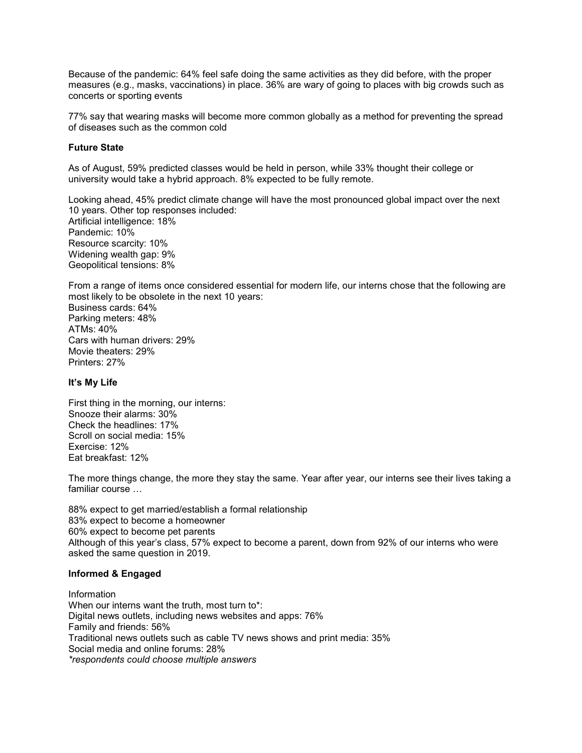Because of the pandemic: 64% feel safe doing the same activities as they did before, with the proper measures (e.g., masks, vaccinations) in place. 36% are wary of going to places with big crowds such as concerts or sporting events

77% say that wearing masks will become more common globally as a method for preventing the spread of diseases such as the common cold

**Future State**

As of August, 59% predicted classes would be held in person, while 33% thought their college or university would take a hybrid approach. 8% expected to be fully remote.

Looking ahead, 45% predict climate change will have the most pronounced global impact over the next 10 years. Other top responses included:
Artificial intelligence: 18%
Pandemic: 10%
Resource scarcity: 10%
Widening wealth gap: 9%
Geopolitical tensions: 8%

From a range of items once considered essential for modern life, our interns chose that the following are most likely to be obsolete in the next 10 years:
Business cards: 64%
Parking meters: 48%
ATMs: 40%
Cars with human drivers: 29%
Movie theaters: 29%
Printers: 27%

**It's My Life**

First thing in the morning, our interns:
Snooze their alarms: 30%
Check the headlines: 17%
Scroll on social media: 15%
Exercise: 12%
Eat breakfast: 12%

The more things change, the more they stay the same. Year after year, our interns see their lives taking a familiar course …

88% expect to get married/establish a formal relationship
83% expect to become a homeowner
60% expect to become pet parents
Although of this year's class, 57% expect to become a parent, down from 92% of our interns who were asked the same question in 2019.

**Informed & Engaged**

Information
When our interns want the truth, most turn to*:
Digital news outlets, including news websites and apps: 76%
Family and friends: 56%
Traditional news outlets such as cable TV news shows and print media: 35%
Social media and online forums: 28%
*\*respondents could choose multiple answers*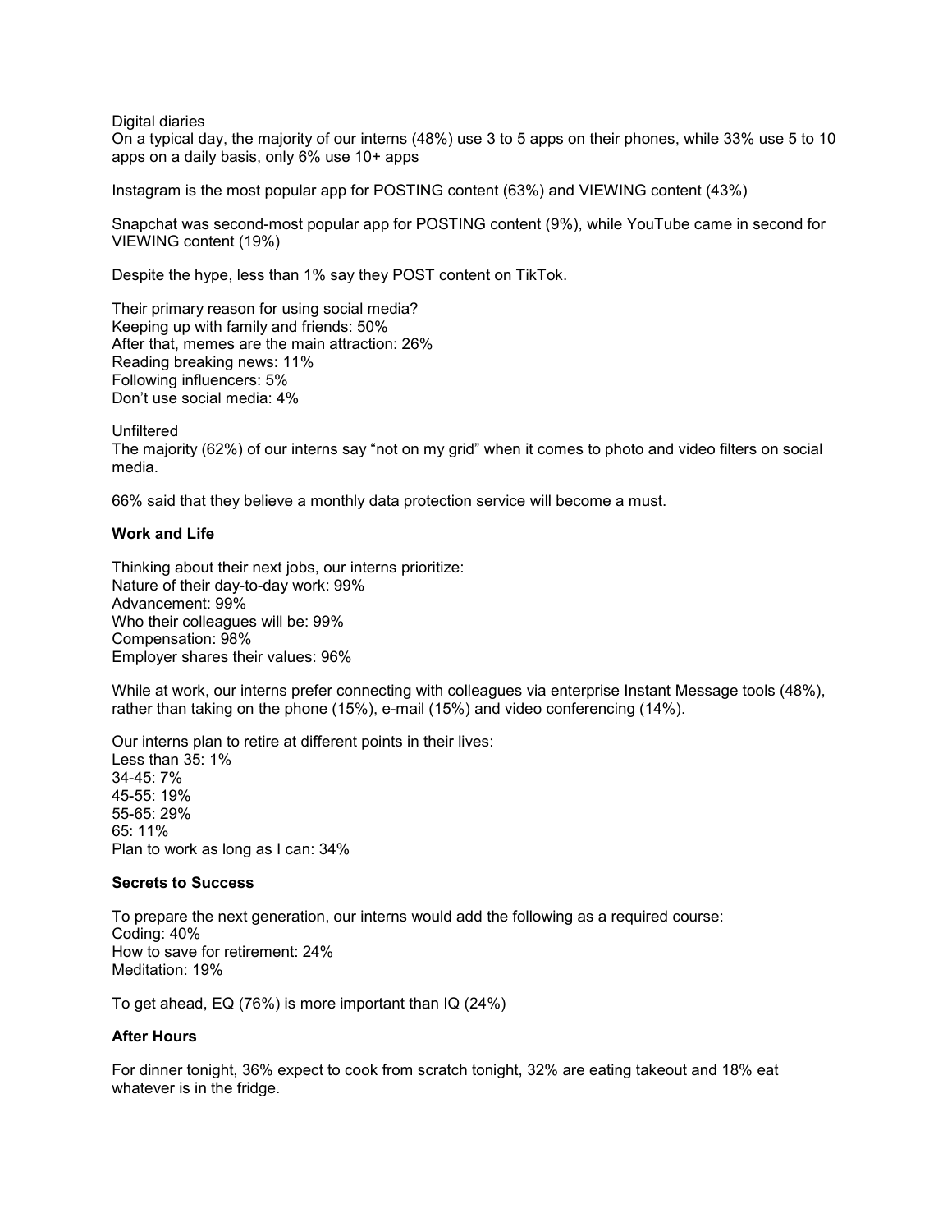Digital diaries

On a typical day, the majority of our interns (48%) use 3 to 5 apps on their phones, while 33% use 5 to 10 apps on a daily basis, only 6% use 10+ apps

Instagram is the most popular app for POSTING content (63%) and VIEWING content (43%)

Snapchat was second-most popular app for POSTING content (9%), while YouTube came in second for VIEWING content (19%)

Despite the hype, less than 1% say they POST content on TikTok.

Their primary reason for using social media?
Keeping up with family and friends: 50%
After that, memes are the main attraction: 26%
Reading breaking news: 11%
Following influencers: 5%
Don't use social media: 4%

Unfiltered

The majority (62%) of our interns say "not on my grid" when it comes to photo and video filters on social media.

66% said that they believe a monthly data protection service will become a must.

**Work and Life**

Thinking about their next jobs, our interns prioritize:
Nature of their day-to-day work: 99%
Advancement: 99%
Who their colleagues will be: 99%
Compensation: 98%
Employer shares their values: 96%

While at work, our interns prefer connecting with colleagues via enterprise Instant Message tools (48%), rather than taking on the phone (15%), e-mail (15%) and video conferencing (14%).

Our interns plan to retire at different points in their lives:
Less than 35: 1%
34-45: 7%
45-55: 19%
55-65: 29%
65: 11%
Plan to work as long as I can: 34%

**Secrets to Success**

To prepare the next generation, our interns would add the following as a required course:
Coding: 40%
How to save for retirement: 24%
Meditation: 19%

To get ahead, EQ (76%) is more important than IQ (24%)

**After Hours**

For dinner tonight, 36% expect to cook from scratch tonight, 32% are eating takeout and 18% eat whatever is in the fridge.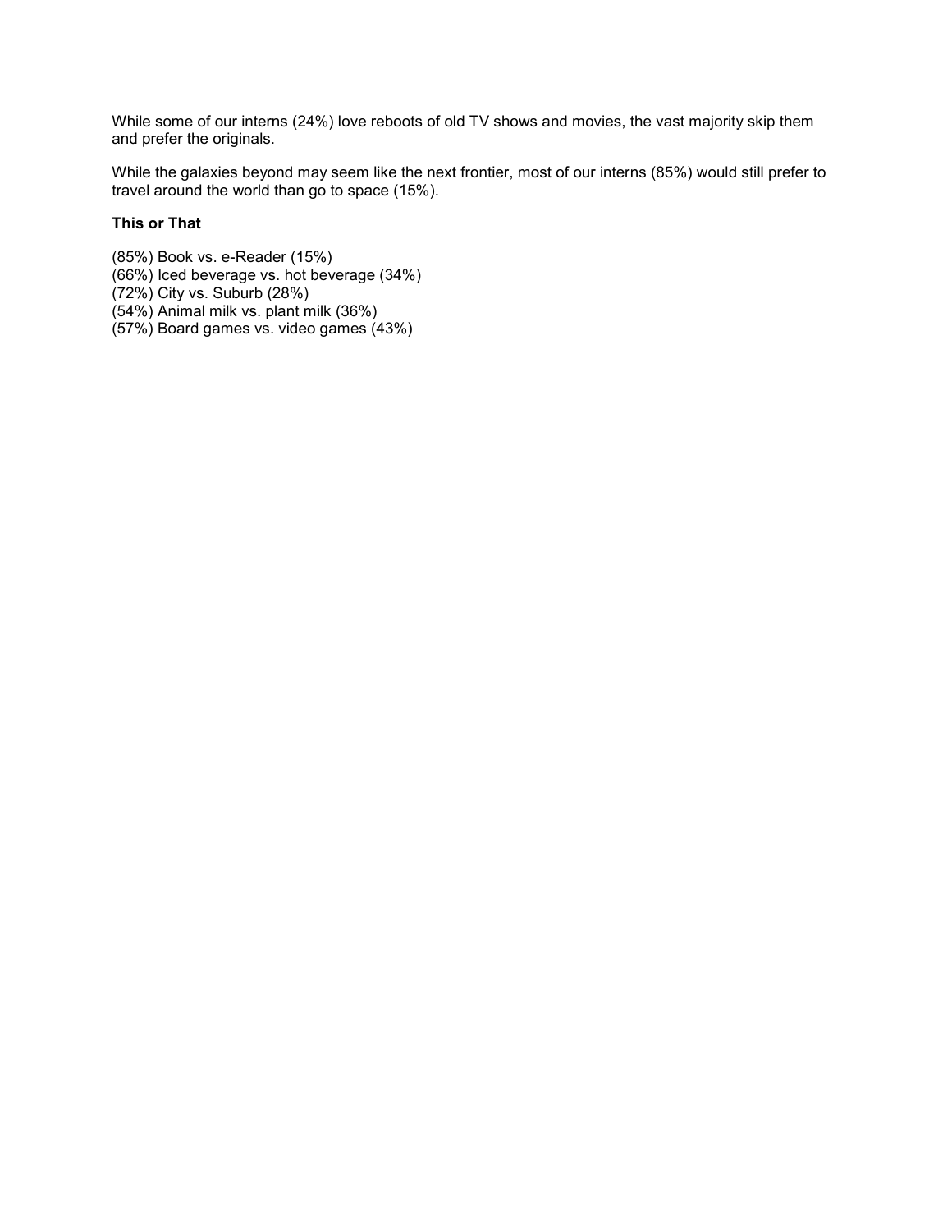While some of our interns (24%) love reboots of old TV shows and movies, the vast majority skip them and prefer the originals.

While the galaxies beyond may seem like the next frontier, most of our interns (85%) would still prefer to travel around the world than go to space (15%).

**This or That**

(85%) Book vs. e-Reader (15%)
(66%) Iced beverage vs. hot beverage (34%)
(72%) City vs. Suburb (28%)
(54%) Animal milk vs. plant milk (36%)
(57%) Board games vs. video games (43%)